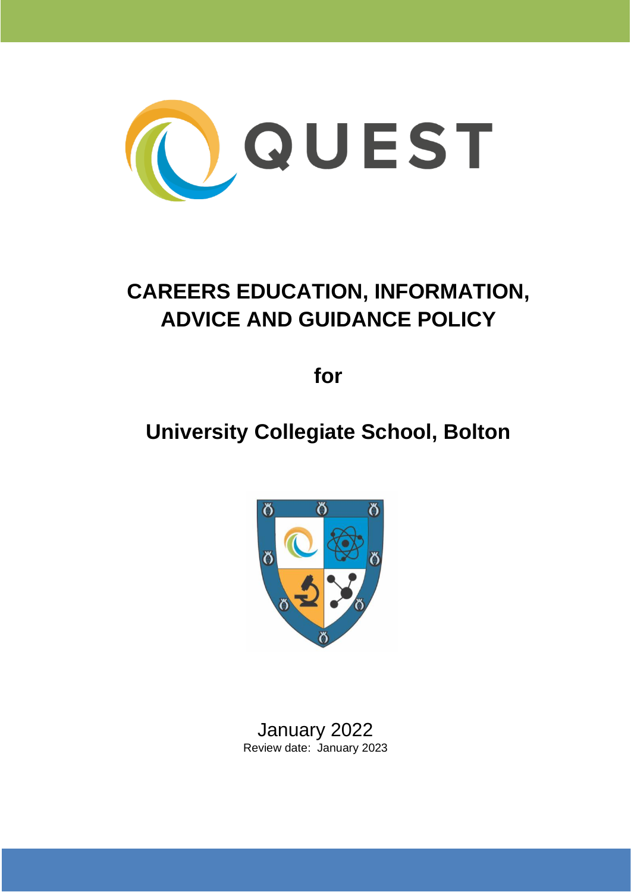QUEST

# CAREERS EDUCATION, INFORMATION, ADVICE AND GUIDANCE POLICY

**for**

**University Collegiate School, Bolton**

January 2022

Review date: January 2023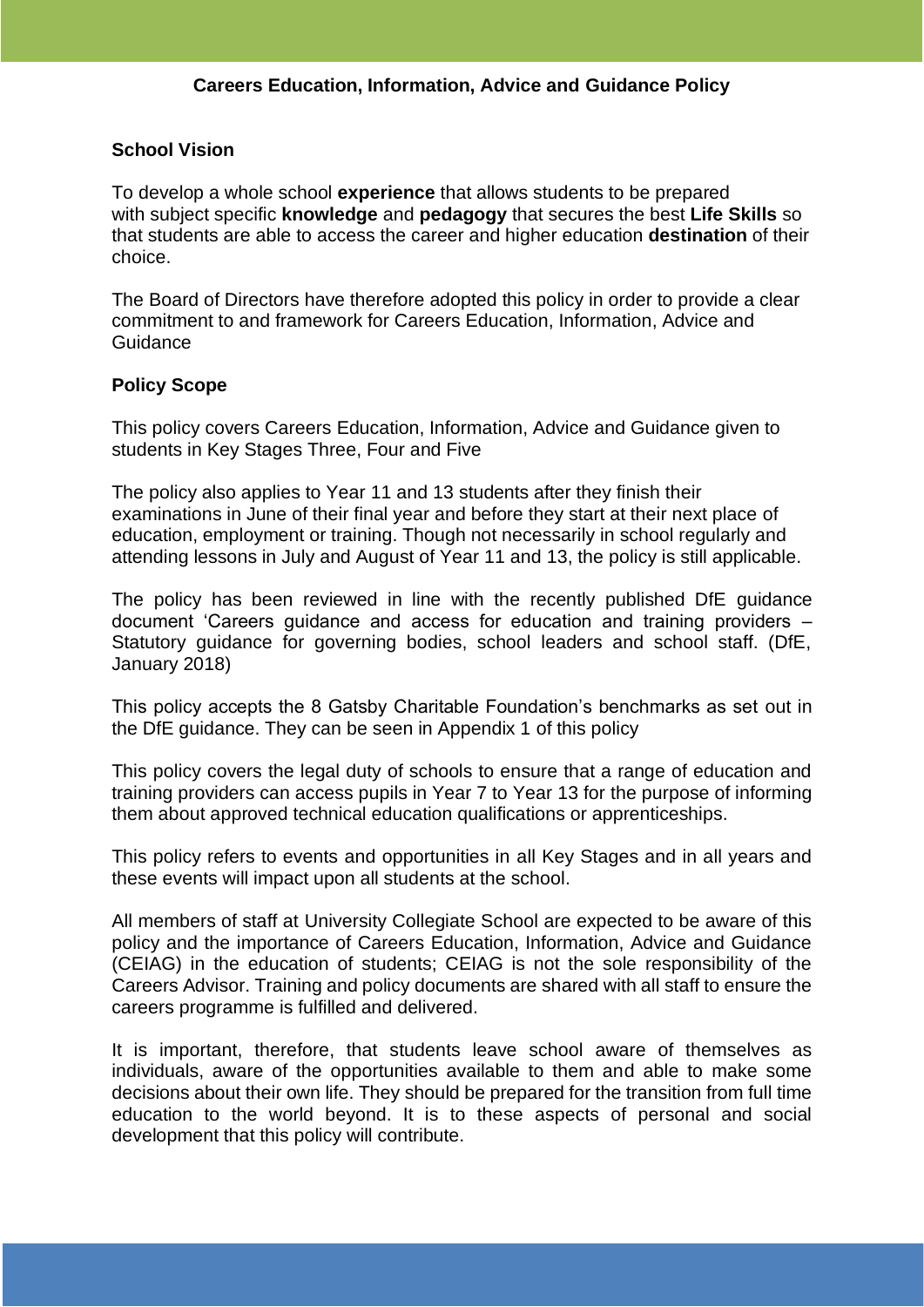**Careers Education, Information, Advice and Guidance Policy**

## School Vision

To develop a whole school **experience** that allows students to be prepared with subject specific **knowledge** and **pedagogy** that secures the best **Life Skills** so that students are able to access the career and higher education **destination** of their choice.

The Board of Directors have therefore adopted this policy in order to provide a clear commitment to and framework for Careers Education, Information, Advice and Guidance

## Policy Scope

This policy covers Careers Education, Information, Advice and Guidance given to students in Key Stages Three, Four and Five

The policy also applies to Year 11 and 13 students after they finish their examinations in June of their final year and before they start at their next place of education, employment or training. Though not necessarily in school regularly and attending lessons in July and August of Year 11 and 13, the policy is still applicable.

The policy has been reviewed in line with the recently published DfE guidance document 'Careers guidance and access for education and training providers – Statutory guidance for governing bodies, school leaders and school staff. (DfE, January 2018)

This policy accepts the 8 Gatsby Charitable Foundation's benchmarks as set out in the DfE guidance. They can be seen in Appendix 1 of this policy

This policy covers the legal duty of schools to ensure that a range of education and training providers can access pupils in Year 7 to Year 13 for the purpose of informing them about approved technical education qualifications or apprenticeships.

This policy refers to events and opportunities in all Key Stages and in all years and these events will impact upon all students at the school.

All members of staff at University Collegiate School are expected to be aware of this policy and the importance of Careers Education, Information, Advice and Guidance (CEIAG) in the education of students; CEIAG is not the sole responsibility of the Careers Advisor. Training and policy documents are shared with all staff to ensure the careers programme is fulfilled and delivered.

It is important, therefore, that students leave school aware of themselves as individuals, aware of the opportunities available to them and able to make some decisions about their own life. They should be prepared for the transition from full time education to the world beyond. It is to these aspects of personal and social development that this policy will contribute.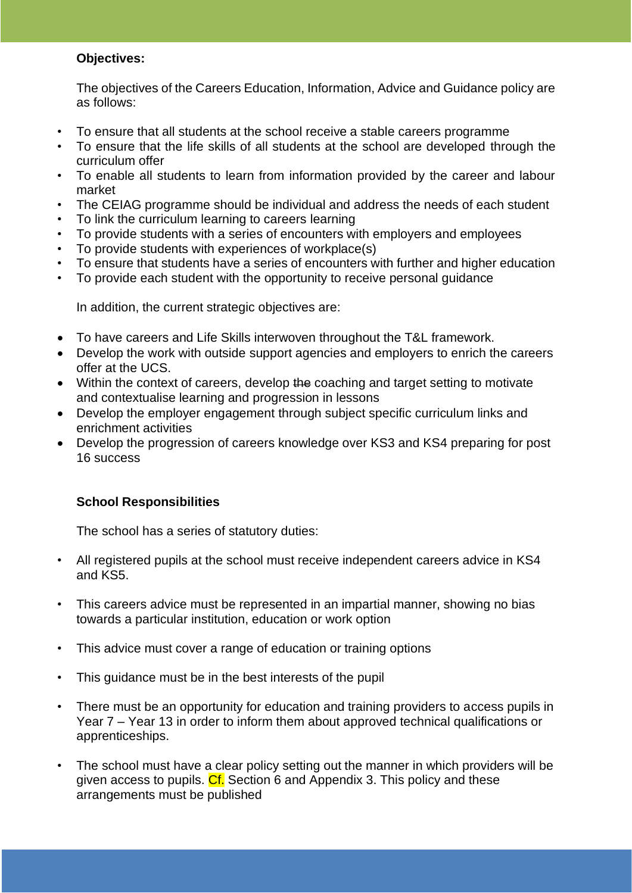**Objectives:**

The objectives of the Careers Education, Information, Advice and Guidance policy are as follows:

- To ensure that all students at the school receive a stable careers programme
- To ensure that the life skills of all students at the school are developed through the curriculum offer
- To enable all students to learn from information provided by the career and labour market
- The CEIAG programme should be individual and address the needs of each student
- To link the curriculum learning to careers learning
- To provide students with a series of encounters with employers and employees
- To provide students with experiences of workplace(s)
- To ensure that students have a series of encounters with further and higher education
- To provide each student with the opportunity to receive personal guidance

In addition, the current strategic objectives are:

- To have careers and Life Skills interwoven throughout the T&L framework.
- Develop the work with outside support agencies and employers to enrich the careers offer at the UCS.
- Within the context of careers, develop ~~the~~ coaching and target setting to motivate and contextualise learning and progression in lessons
- Develop the employer engagement through subject specific curriculum links and enrichment activities
- Develop the progression of careers knowledge over KS3 and KS4 preparing for post 16 success

**School Responsibilities**

The school has a series of statutory duties:

- All registered pupils at the school must receive independent careers advice in KS4 and KS5.
- This careers advice must be represented in an impartial manner, showing no bias towards a particular institution, education or work option
- This advice must cover a range of education or training options
- This guidance must be in the best interests of the pupil
- There must be an opportunity for education and training providers to access pupils in Year 7 – Year 13 in order to inform them about approved technical qualifications or apprenticeships.
- The school must have a clear policy setting out the manner in which providers will be given access to pupils. Cf. Section 6 and Appendix 3. This policy and these arrangements must be published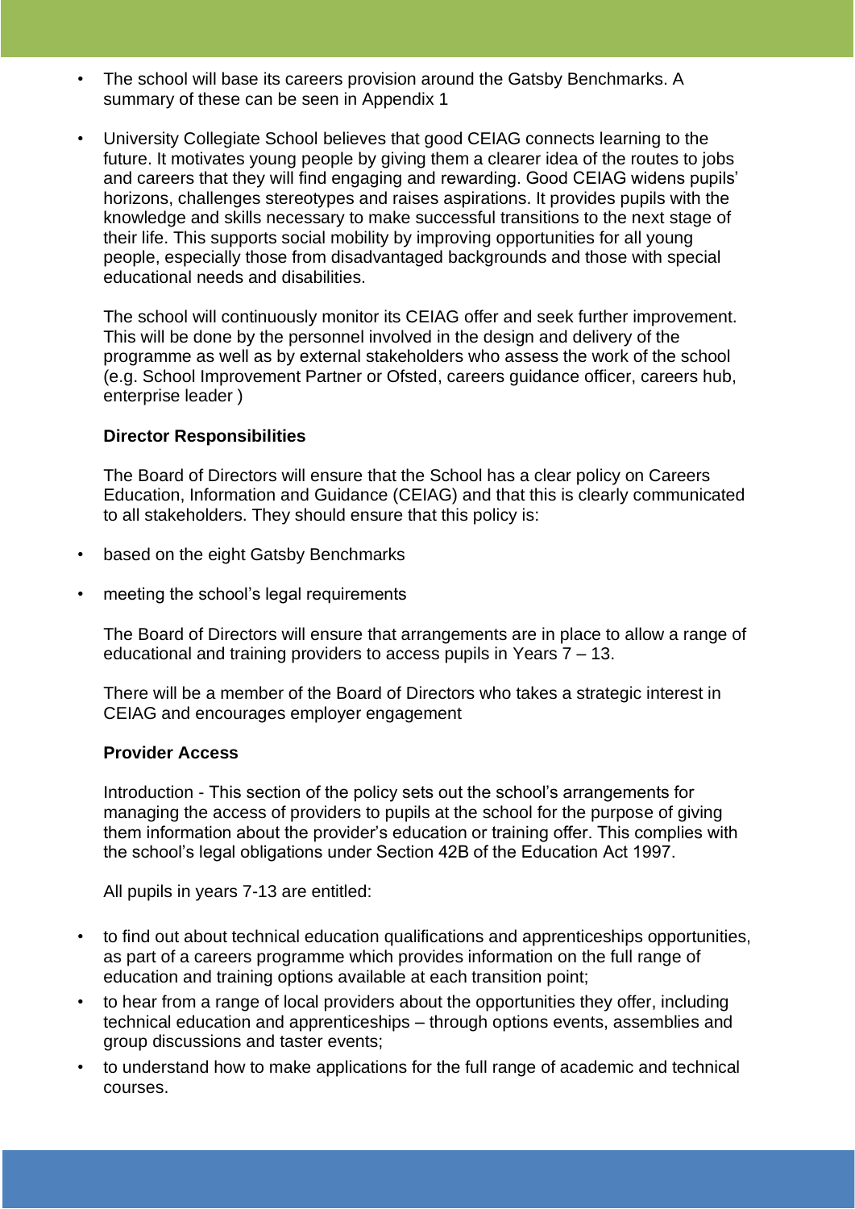- The school will base its careers provision around the Gatsby Benchmarks. A summary of these can be seen in Appendix 1
- University Collegiate School believes that good CEIAG connects learning to the future. It motivates young people by giving them a clearer idea of the routes to jobs and careers that they will find engaging and rewarding. Good CEIAG widens pupils' horizons, challenges stereotypes and raises aspirations. It provides pupils with the knowledge and skills necessary to make successful transitions to the next stage of their life. This supports social mobility by improving opportunities for all young people, especially those from disadvantaged backgrounds and those with special educational needs and disabilities.

  The school will continuously monitor its CEIAG offer and seek further improvement. This will be done by the personnel involved in the design and delivery of the programme as well as by external stakeholders who assess the work of the school (e.g. School Improvement Partner or Ofsted, careers guidance officer, careers hub, enterprise leader )

**Director Responsibilities**

The Board of Directors will ensure that the School has a clear policy on Careers Education, Information and Guidance (CEIAG) and that this is clearly communicated to all stakeholders. They should ensure that this policy is:

- based on the eight Gatsby Benchmarks
- meeting the school's legal requirements

The Board of Directors will ensure that arrangements are in place to allow a range of educational and training providers to access pupils in Years 7 – 13.

There will be a member of the Board of Directors who takes a strategic interest in CEIAG and encourages employer engagement

**Provider Access**

Introduction - This section of the policy sets out the school's arrangements for managing the access of providers to pupils at the school for the purpose of giving them information about the provider's education or training offer. This complies with the school's legal obligations under Section 42B of the Education Act 1997.

All pupils in years 7-13 are entitled:

- to find out about technical education qualifications and apprenticeships opportunities, as part of a careers programme which provides information on the full range of education and training options available at each transition point;
- to hear from a range of local providers about the opportunities they offer, including technical education and apprenticeships – through options events, assemblies and group discussions and taster events;
- to understand how to make applications for the full range of academic and technical courses.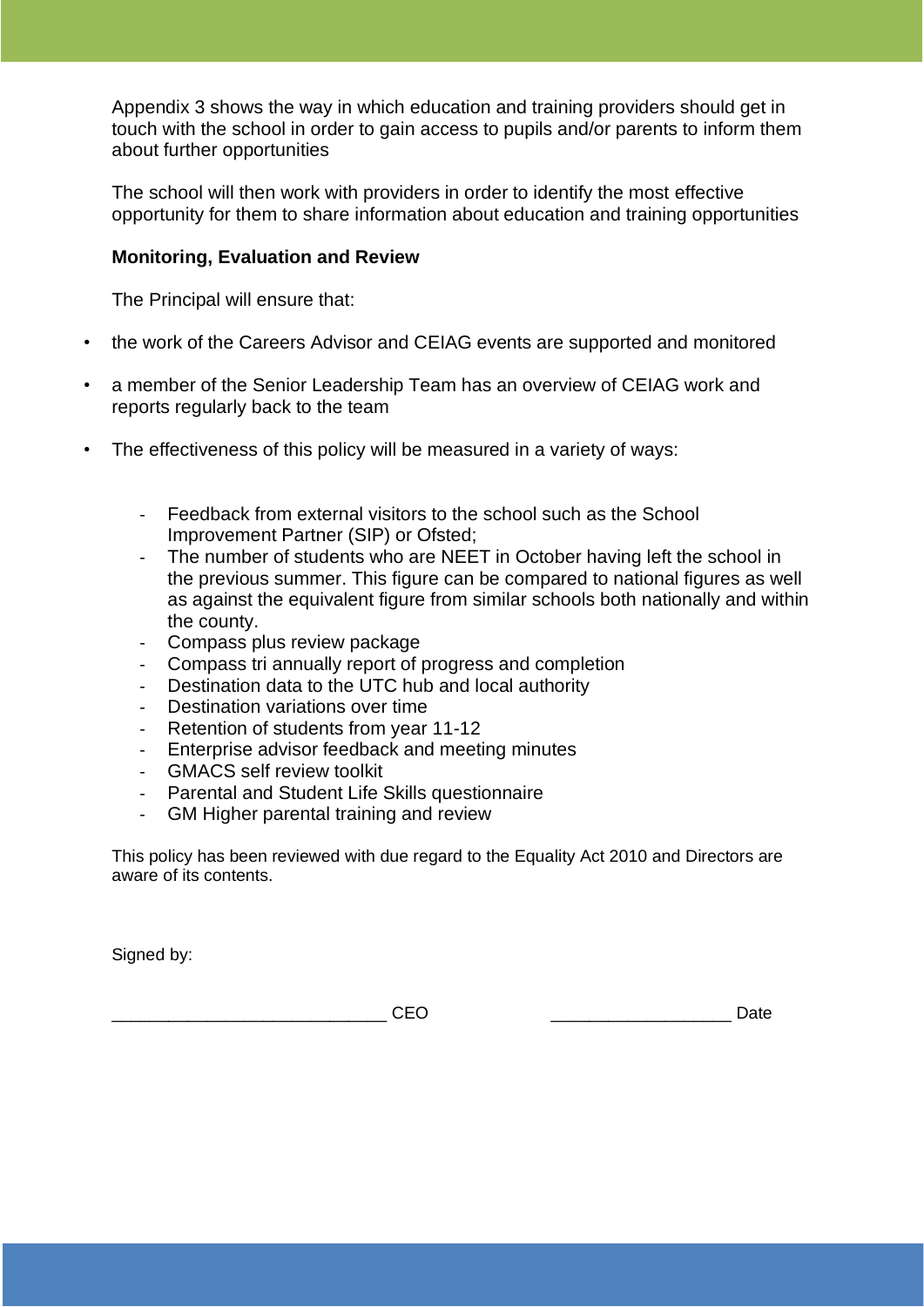Appendix 3 shows the way in which education and training providers should get in touch with the school in order to gain access to pupils and/or parents to inform them about further opportunities

The school will then work with providers in order to identify the most effective opportunity for them to share information about education and training opportunities

**Monitoring, Evaluation and Review**

The Principal will ensure that:

- the work of the Careers Advisor and CEIAG events are supported and monitored
- a member of the Senior Leadership Team has an overview of CEIAG work and reports regularly back to the team
- The effectiveness of this policy will be measured in a variety of ways:
    - Feedback from external visitors to the school such as the School Improvement Partner (SIP) or Ofsted;
    - The number of students who are NEET in October having left the school in the previous summer. This figure can be compared to national figures as well as against the equivalent figure from similar schools both nationally and within the county.
    - Compass plus review package
    - Compass tri annually report of progress and completion
    - Destination data to the UTC hub and local authority
    - Destination variations over time
    - Retention of students from year 11-12
    - Enterprise advisor feedback and meeting minutes
    - GMACS self review toolkit
    - Parental and Student Life Skills questionnaire
    - GM Higher parental training and review

This policy has been reviewed with due regard to the Equality Act 2010 and Directors are aware of its contents.

Signed by:

____________________________ CEO ___________________ Date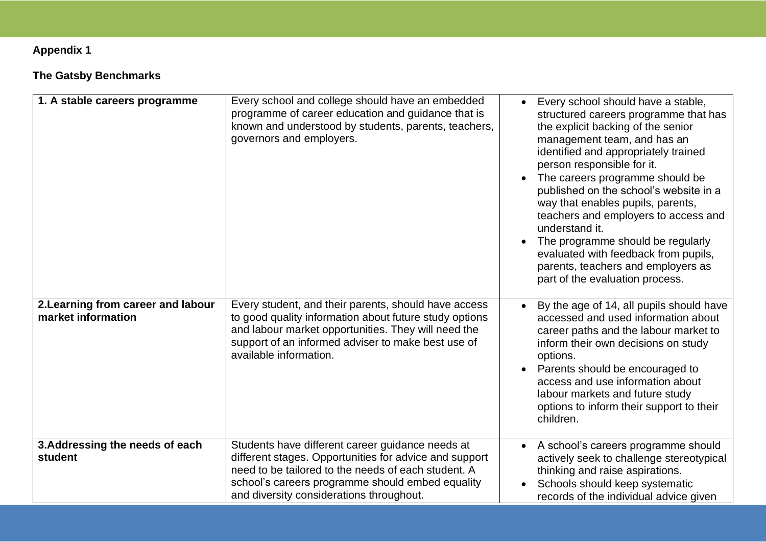**Appendix 1**

**The Gatsby Benchmarks**

| | | |
|---|---|---|
| **1. A stable careers programme** | Every school and college should have an embedded programme of career education and guidance that is known and understood by students, parents, teachers, governors and employers. | • Every school should have a stable, structured careers programme that has the explicit backing of the senior management team, and has an identified and appropriately trained person responsible for it.<br>• The careers programme should be published on the school's website in a way that enables pupils, parents, teachers and employers to access and understand it.<br>• The programme should be regularly evaluated with feedback from pupils, parents, teachers and employers as part of the evaluation process. |
| **2.Learning from career and labour market information** | Every student, and their parents, should have access to good quality information about future study options and labour market opportunities. They will need the support of an informed adviser to make best use of available information. | • By the age of 14, all pupils should have accessed and used information about career paths and the labour market to inform their own decisions on study options.<br>• Parents should be encouraged to access and use information about labour markets and future study options to inform their support to their children. |
| **3.Addressing the needs of each student** | Students have different career guidance needs at different stages. Opportunities for advice and support need to be tailored to the needs of each student. A school's careers programme should embed equality and diversity considerations throughout. | • A school's careers programme should actively seek to challenge stereotypical thinking and raise aspirations.<br>• Schools should keep systematic records of the individual advice given |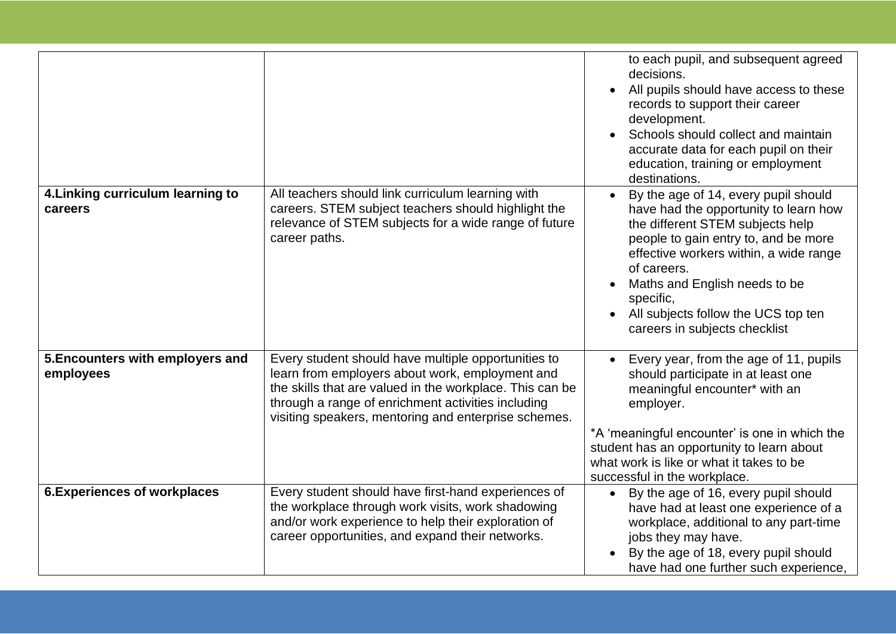| | | |
|---|---|---|
| | | to each pupil, and subsequent agreed decisions.<br>• All pupils should have access to these records to support their career development.<br>• Schools should collect and maintain accurate data for each pupil on their education, training or employment destinations. |
| **4.Linking curriculum learning to careers** | All teachers should link curriculum learning with careers. STEM subject teachers should highlight the relevance of STEM subjects for a wide range of future career paths. | • By the age of 14, every pupil should have had the opportunity to learn how the different STEM subjects help people to gain entry to, and be more effective workers within, a wide range of careers.<br>• Maths and English needs to be specific,<br>• All subjects follow the UCS top ten careers in subjects checklist |
| **5.Encounters with employers and employees** | Every student should have multiple opportunities to learn from employers about work, employment and the skills that are valued in the workplace. This can be through a range of enrichment activities including visiting speakers, mentoring and enterprise schemes. | • Every year, from the age of 11, pupils should participate in at least one meaningful encounter* with an employer.<br><br>*A 'meaningful encounter' is one in which the student has an opportunity to learn about what work is like or what it takes to be successful in the workplace. |
| **6.Experiences of workplaces** | Every student should have first-hand experiences of the workplace through work visits, work shadowing and/or work experience to help their exploration of career opportunities, and expand their networks. | • By the age of 16, every pupil should have had at least one experience of a workplace, additional to any part-time jobs they may have.<br>• By the age of 18, every pupil should have had one further such experience, |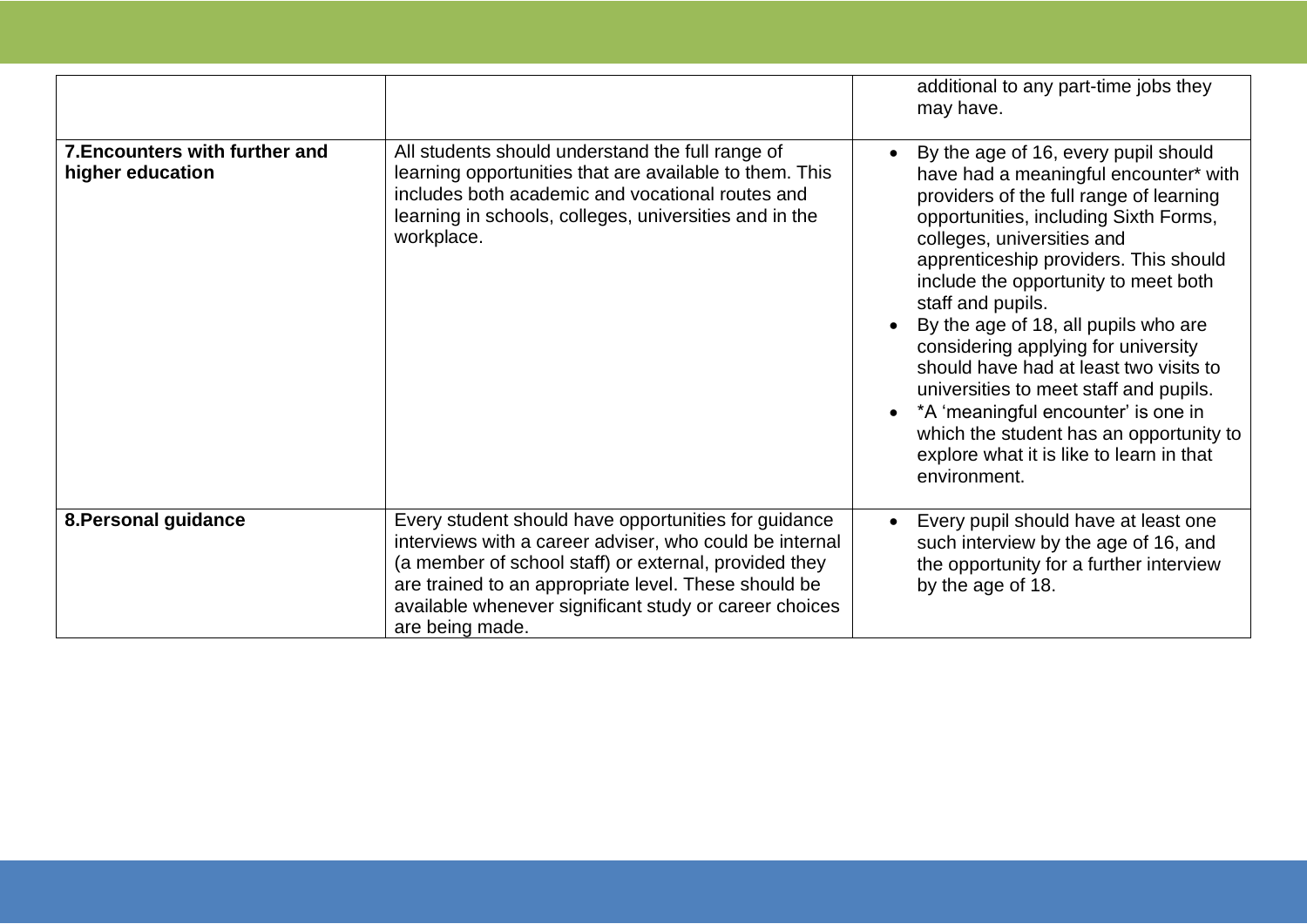| | | |
|---|---|---|
| | | additional to any part-time jobs they may have. |
| **7.Encounters with further and higher education** | All students should understand the full range of learning opportunities that are available to them. This includes both academic and vocational routes and learning in schools, colleges, universities and in the workplace. | • By the age of 16, every pupil should have had a meaningful encounter* with providers of the full range of learning opportunities, including Sixth Forms, colleges, universities and apprenticeship providers. This should include the opportunity to meet both staff and pupils.<br>• By the age of 18, all pupils who are considering applying for university should have had at least two visits to universities to meet staff and pupils.<br>• *A 'meaningful encounter' is one in which the student has an opportunity to explore what it is like to learn in that environment. |
| **8.Personal guidance** | Every student should have opportunities for guidance interviews with a career adviser, who could be internal (a member of school staff) or external, provided they are trained to an appropriate level. These should be available whenever significant study or career choices are being made. | • Every pupil should have at least one such interview by the age of 16, and the opportunity for a further interview by the age of 18. |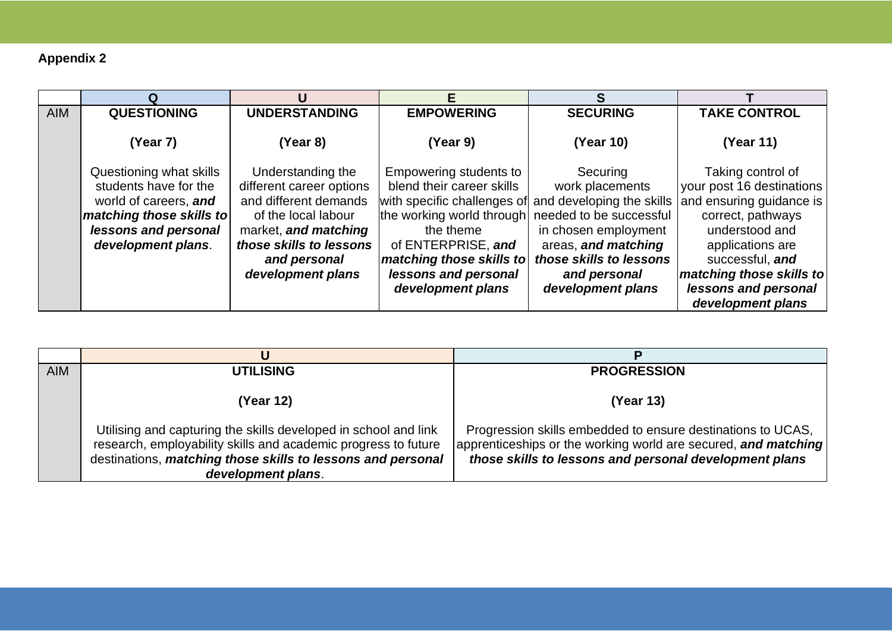**Appendix 2**

| | Q | U | E | S | T |
|---|---|---|---|---|---|
| AIM | **QUESTIONING**<br><br>**(Year 7)**<br><br>Questioning what skills students have for the world of careers, ***and matching those skills to lessons and personal development plans***. | **UNDERSTANDING**<br><br>**(Year 8)**<br><br>Understanding the different career options and different demands of the local labour market, ***and matching those skills to lessons and personal development plans*** | **EMPOWERING**<br><br>**(Year 9)**<br><br>Empowering students to blend their career skills with specific challenges of the working world through the theme of ENTERPRISE, ***and matching those skills to lessons and personal development plans*** | **SECURING**<br><br>**(Year 10)**<br><br>Securing work placements and developing the skills needed to be successful in chosen employment areas, ***and matching those skills to lessons and personal development plans*** | **TAKE CONTROL**<br><br>**(Year 11)**<br><br>Taking control of your post 16 destinations and ensuring guidance is correct, pathways understood and applications are successful, ***and matching those skills to lessons and personal development plans*** |

| | U | P |
|---|---|---|
| AIM | **UTILISING**<br><br>**(Year 12)**<br><br>Utilising and capturing the skills developed in school and link research, employability skills and academic progress to future destinations, ***matching those skills to lessons and personal development plans***. | **PROGRESSION**<br><br>**(Year 13)**<br><br>Progression skills embedded to ensure destinations to UCAS, apprenticeships or the working world are secured, ***and matching those skills to lessons and personal development plans*** |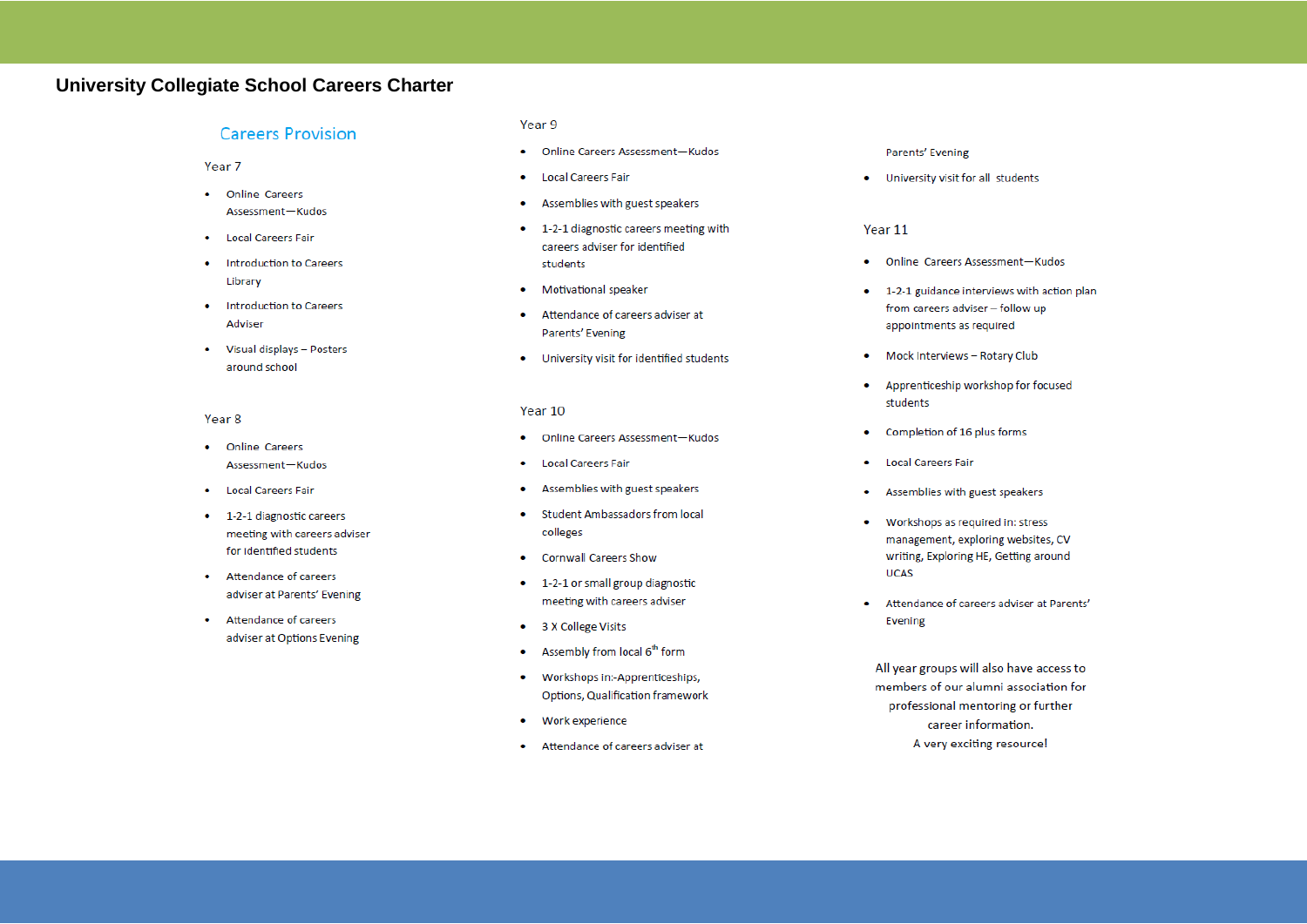# University Collegiate School Careers Charter

## Careers Provision

### Year 7

- Online Careers Assessment—Kudos
- Local Careers Fair
- Introduction to Careers Library
- Introduction to Careers Adviser
- Visual displays – Posters around school

### Year 8

- Online Careers Assessment—Kudos
- Local Careers Fair
- 1-2-1 diagnostic careers meeting with careers adviser for identified students
- Attendance of careers adviser at Parents' Evening
- Attendance of careers adviser at Options Evening

### Year 9

- Online Careers Assessment—Kudos
- Local Careers Fair
- Assemblies with guest speakers
- 1-2-1 diagnostic careers meeting with careers adviser for identified students
- Motivational speaker
- Attendance of careers adviser at Parents' Evening
- University visit for identified students

### Year 10

- Online Careers Assessment—Kudos
- Local Careers Fair
- Assemblies with guest speakers
- Student Ambassadors from local colleges
- Cornwall Careers Show
- 1-2-1 or small group diagnostic meeting with careers adviser
- 3 X College Visits
- Assembly from local 6th form
- Workshops in:-Apprenticeships, Options, Qualification framework
- Work experience
- Attendance of careers adviser at Parents' Evening
- University visit for all students

### Year 11

- Online Careers Assessment—Kudos
- 1-2-1 guidance interviews with action plan from careers adviser – follow up appointments as required
- Mock Interviews – Rotary Club
- Apprenticeship workshop for focused students
- Completion of 16 plus forms
- Local Careers Fair
- Assemblies with guest speakers
- Workshops as required in: stress management, exploring websites, CV writing, Exploring HE, Getting around UCAS
- Attendance of careers adviser at Parents' Evening

All year groups will also have access to members of our alumni association for professional mentoring or further career information.
A very exciting resource!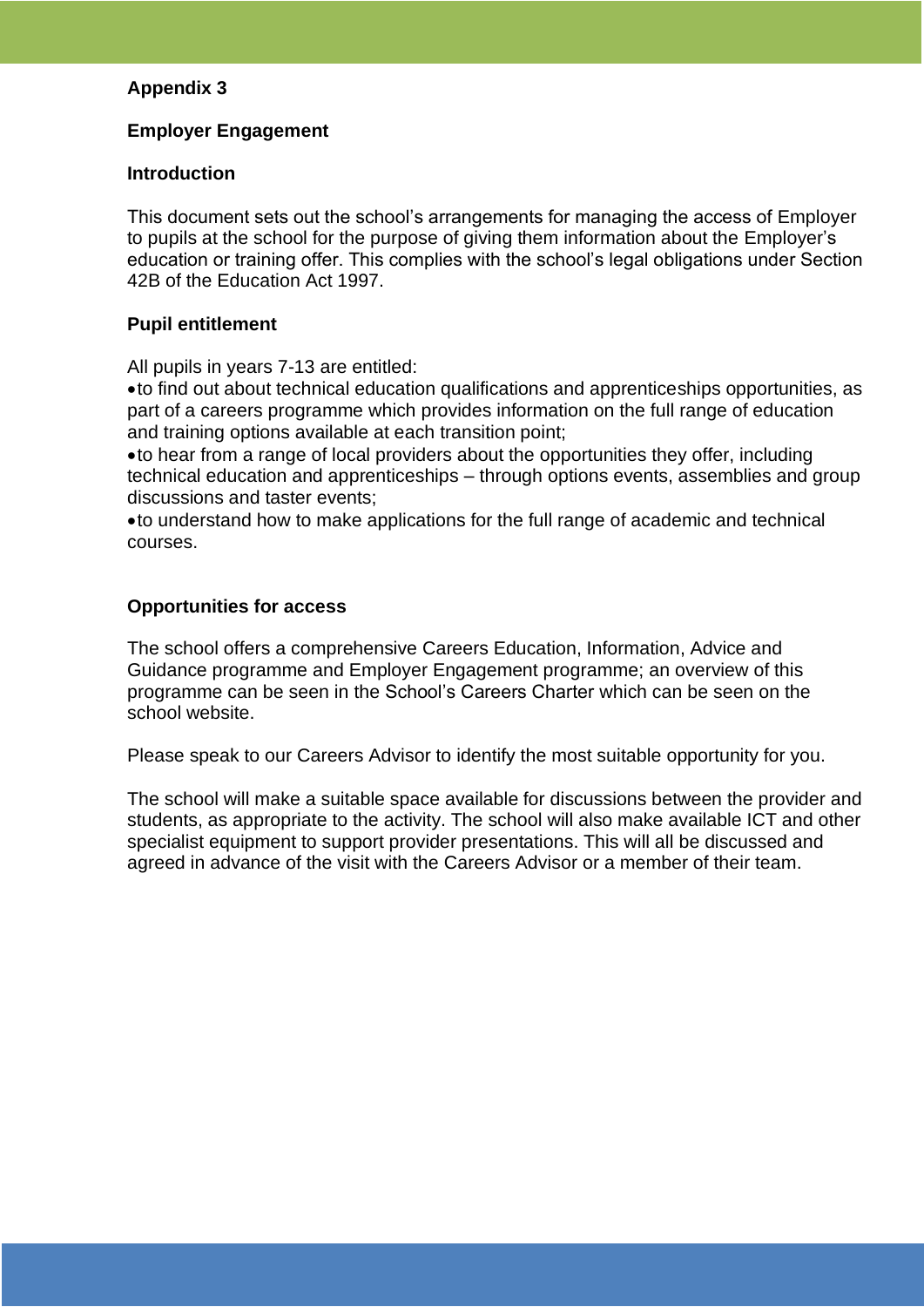**Appendix 3**

**Employer Engagement**

**Introduction**

This document sets out the school's arrangements for managing the access of Employer to pupils at the school for the purpose of giving them information about the Employer's education or training offer. This complies with the school's legal obligations under Section 42B of the Education Act 1997.

**Pupil entitlement**

All pupils in years 7-13 are entitled:

- to find out about technical education qualifications and apprenticeships opportunities, as part of a careers programme which provides information on the full range of education and training options available at each transition point;
- to hear from a range of local providers about the opportunities they offer, including technical education and apprenticeships – through options events, assemblies and group discussions and taster events;
- to understand how to make applications for the full range of academic and technical courses.

**Opportunities for access**

The school offers a comprehensive Careers Education, Information, Advice and Guidance programme and Employer Engagement programme; an overview of this programme can be seen in the School's Careers Charter which can be seen on the school website.

Please speak to our Careers Advisor to identify the most suitable opportunity for you.

The school will make a suitable space available for discussions between the provider and students, as appropriate to the activity. The school will also make available ICT and other specialist equipment to support provider presentations. This will all be discussed and agreed in advance of the visit with the Careers Advisor or a member of their team.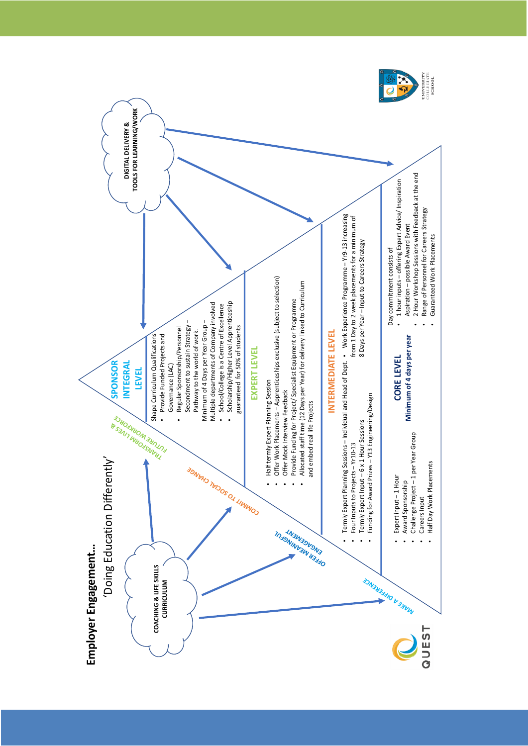# Employer Engagement…

## 'Doing Education Differently'

COACHING & LIFE SKILLS CURRICULUM

DIGITAL DELIVERY & TOOLS FOR LEARNING/WORK

TRANSFORM LIVES & FUTURE WORKFORCE

COMMIT TO SOCIAL CHANGE

OFFER MEANINGFUL ENGAGEMENT

MAKE A DIFFERENCE

### SPONSOR INTEGRAL LEVEL

Shape Curriculum Qualifications

- Provide Funded Projects and Governance (LAC)
- Regular Sponsorship/Personnel Secondment to sustain Strategy – Pathway to the world of work.

Minimum of 4 Days per Year Group – Multiple departments of Company involved

- School/College is a Centre of Excellence
- Scholarship/Higher Level Apprenticeship guaranteed for 50% of students

### EXPERT LEVEL

- Half termly Expert Planning Session
- Offer Work Placements – Apprenticeships exclusive (subject to selection)
- Offer Mock Interview Feedback
- Provide Funding for Project/ Specialist Equipment or Programme
- Allocated staff time (12 Days per Year) for delivery linked to Curriculum and embed real life Projects

### INTERMEDIATE LEVEL

- Termly Expert Planning Sessions – Individual and Head of Dept.
- Four Inputs to Projects – Yr10-13
- Termly Expert Input – 6 x 1 Hour Sessions
- Funding for Award Prizes – Y13 Engineering/Design
- Work Experience Programme – Yr9-13 increasing from 1 Day to 2 week placements for a minimum of 8 Days per Year – Input to Careers Strategy

### CORE LEVEL

**Minimum of 4 days per year**

- Expert input – 1 Hour
- Award Sponsorship
- Challenge Project – 1 per Year Group
- Careers Input
- Half Day Work Placements

Day commitment consists of

- 1 hour inputs – offering Expert Advice/ Inspiration Aspiration – possible Award Event
- 2 Hour Workshop Sessions with Feedback at the end
- Range of Personnel for Careers Strategy
- Guaranteed Work Placements

QUEST

UNIVERSITY COLLEGIATE SCHOOL